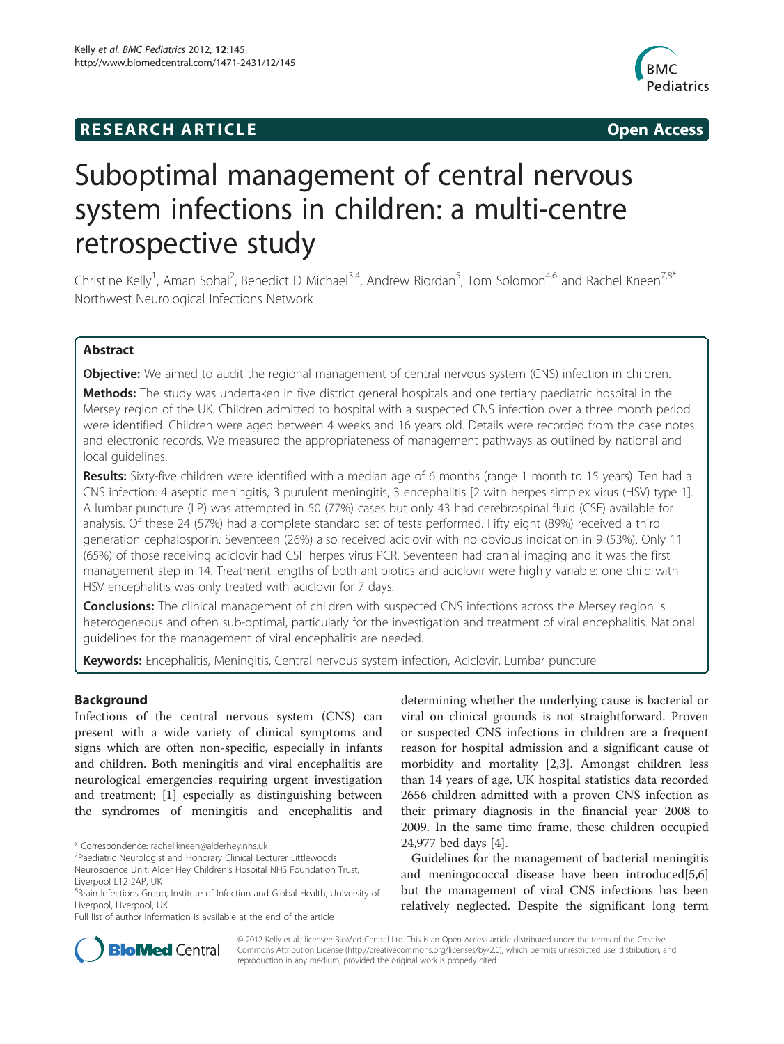RESEARCH ARTICLE Open Access

# Suboptimal management of central nervous system infections in children: a multi-centre retrospective study

Christine Kelly[1], Aman Sohal[2], Benedict D Michael[3,4], Andrew Riordan[5], Tom Solomon[4,6] and Rachel Kneen[7,8*]
Northwest Neurological Infections Network

## Abstract

**Objective:** We aimed to audit the regional management of central nervous system (CNS) infection in children.

**Methods:** The study was undertaken in five district general hospitals and one tertiary paediatric hospital in the Mersey region of the UK. Children admitted to hospital with a suspected CNS infection over a three month period were identified. Children were aged between 4 weeks and 16 years old. Details were recorded from the case notes and electronic records. We measured the appropriateness of management pathways as outlined by national and local guidelines.

**Results:** Sixty-five children were identified with a median age of 6 months (range 1 month to 15 years). Ten had a CNS infection: 4 aseptic meningitis, 3 purulent meningitis, 3 encephalitis [2 with herpes simplex virus (HSV) type 1]. A lumbar puncture (LP) was attempted in 50 (77%) cases but only 43 had cerebrospinal fluid (CSF) available for analysis. Of these 24 (57%) had a complete standard set of tests performed. Fifty eight (89%) received a third generation cephalosporin. Seventeen (26%) also received aciclovir with no obvious indication in 9 (53%). Only 11 (65%) of those receiving aciclovir had CSF herpes virus PCR. Seventeen had cranial imaging and it was the first management step in 14. Treatment lengths of both antibiotics and aciclovir were highly variable: one child with HSV encephalitis was only treated with aciclovir for 7 days.

**Conclusions:** The clinical management of children with suspected CNS infections across the Mersey region is heterogeneous and often sub-optimal, particularly for the investigation and treatment of viral encephalitis. National guidelines for the management of viral encephalitis are needed.

**Keywords:** Encephalitis, Meningitis, Central nervous system infection, Aciclovir, Lumbar puncture

## Background

Infections of the central nervous system (CNS) can present with a wide variety of clinical symptoms and signs which are often non-specific, especially in infants and children. Both meningitis and viral encephalitis are neurological emergencies requiring urgent investigation and treatment; [1] especially as distinguishing between the syndromes of meningitis and encephalitis and determining whether the underlying cause is bacterial or viral on clinical grounds is not straightforward. Proven or suspected CNS infections in children are a frequent reason for hospital admission and a significant cause of morbidity and mortality [2,3]. Amongst children less than 14 years of age, UK hospital statistics data recorded 2656 children admitted with a proven CNS infection as their primary diagnosis in the financial year 2008 to 2009. In the same time frame, these children occupied 24,977 bed days [4].

Guidelines for the management of bacterial meningitis and meningococcal disease have been introduced[5,6] but the management of viral CNS infections has been relatively neglected. Despite the significant long term

\* Correspondence: rachel.kneen@alderhey.nhs.uk

[7]Paediatric Neurologist and Honorary Clinical Lecturer Littlewoods Neuroscience Unit, Alder Hey Children's Hospital NHS Foundation Trust, Liverpool L12 2AP, UK

[8]Brain Infections Group, Institute of Infection and Global Health, University of Liverpool, Liverpool, UK

Full list of author information is available at the end of the article

© 2012 Kelly et al.; licensee BioMed Central Ltd. This is an Open Access article distributed under the terms of the Creative Commons Attribution License (http://creativecommons.org/licenses/by/2.0), which permits unrestricted use, distribution, and reproduction in any medium, provided the original work is properly cited.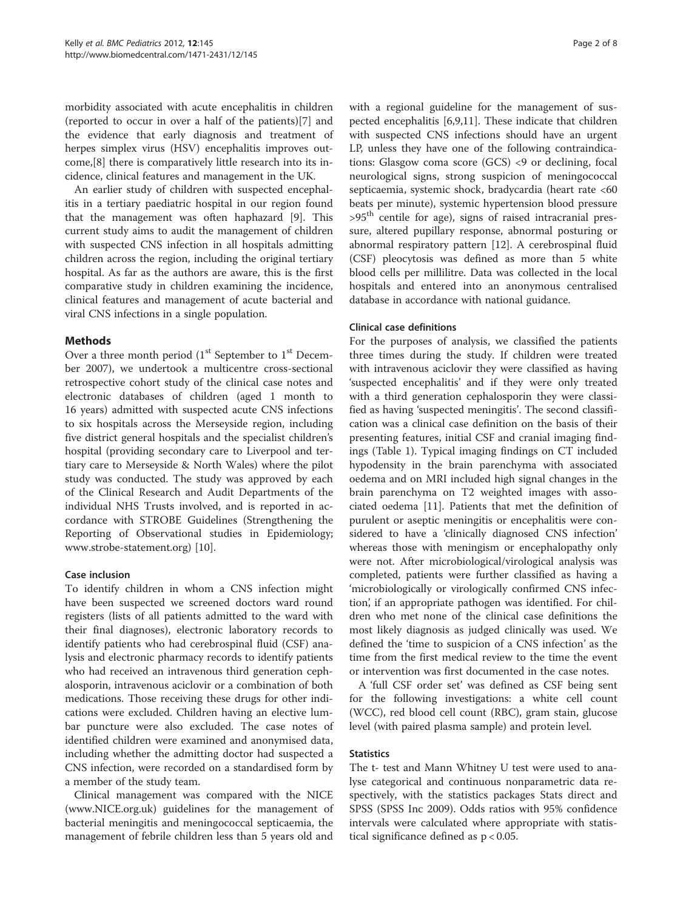morbidity associated with acute encephalitis in children (reported to occur in over a half of the patients)[7] and the evidence that early diagnosis and treatment of herpes simplex virus (HSV) encephalitis improves outcome,[8] there is comparatively little research into its incidence, clinical features and management in the UK.

An earlier study of children with suspected encephalitis in a tertiary paediatric hospital in our region found that the management was often haphazard [9]. This current study aims to audit the management of children with suspected CNS infection in all hospitals admitting children across the region, including the original tertiary hospital. As far as the authors are aware, this is the first comparative study in children examining the incidence, clinical features and management of acute bacterial and viral CNS infections in a single population.

## Methods

Over a three month period (1st September to 1st December 2007), we undertook a multicentre cross-sectional retrospective cohort study of the clinical case notes and electronic databases of children (aged 1 month to 16 years) admitted with suspected acute CNS infections to six hospitals across the Merseyside region, including five district general hospitals and the specialist children's hospital (providing secondary care to Liverpool and tertiary care to Merseyside & North Wales) where the pilot study was conducted. The study was approved by each of the Clinical Research and Audit Departments of the individual NHS Trusts involved, and is reported in accordance with STROBE Guidelines (Strengthening the Reporting of Observational studies in Epidemiology; www.strobe-statement.org) [10].

### Case inclusion

To identify children in whom a CNS infection might have been suspected we screened doctors ward round registers (lists of all patients admitted to the ward with their final diagnoses), electronic laboratory records to identify patients who had cerebrospinal fluid (CSF) analysis and electronic pharmacy records to identify patients who had received an intravenous third generation cephalosporin, intravenous aciclovir or a combination of both medications. Those receiving these drugs for other indications were excluded. Children having an elective lumbar puncture were also excluded. The case notes of identified children were examined and anonymised data, including whether the admitting doctor had suspected a CNS infection, were recorded on a standardised form by a member of the study team.

Clinical management was compared with the NICE (www.NICE.org.uk) guidelines for the management of bacterial meningitis and meningococcal septicaemia, the management of febrile children less than 5 years old and with a regional guideline for the management of suspected encephalitis [6,9,11]. These indicate that children with suspected CNS infections should have an urgent LP, unless they have one of the following contraindications: Glasgow coma score (GCS) <9 or declining, focal neurological signs, strong suspicion of meningococcal septicaemia, systemic shock, bradycardia (heart rate <60 beats per minute), systemic hypertension blood pressure >95th centile for age), signs of raised intracranial pressure, altered pupillary response, abnormal posturing or abnormal respiratory pattern [12]. A cerebrospinal fluid (CSF) pleocytosis was defined as more than 5 white blood cells per millilitre. Data was collected in the local hospitals and entered into an anonymous centralised database in accordance with national guidance.

### Clinical case definitions

For the purposes of analysis, we classified the patients three times during the study. If children were treated with intravenous aciclovir they were classified as having 'suspected encephalitis' and if they were only treated with a third generation cephalosporin they were classified as having 'suspected meningitis'. The second classification was a clinical case definition on the basis of their presenting features, initial CSF and cranial imaging findings (Table 1). Typical imaging findings on CT included hypodensity in the brain parenchyma with associated oedema and on MRI included high signal changes in the brain parenchyma on T2 weighted images with associated oedema [11]. Patients that met the definition of purulent or aseptic meningitis or encephalitis were considered to have a 'clinically diagnosed CNS infection' whereas those with meningism or encephalopathy only were not. After microbiological/virological analysis was completed, patients were further classified as having a 'microbiologically or virologically confirmed CNS infection', if an appropriate pathogen was identified. For children who met none of the clinical case definitions the most likely diagnosis as judged clinically was used. We defined the 'time to suspicion of a CNS infection' as the time from the first medical review to the time the event or intervention was first documented in the case notes.

A 'full CSF order set' was defined as CSF being sent for the following investigations: a white cell count (WCC), red blood cell count (RBC), gram stain, glucose level (with paired plasma sample) and protein level.

### Statistics

The t- test and Mann Whitney U test were used to analyse categorical and continuous nonparametric data respectively, with the statistics packages Stats direct and SPSS (SPSS Inc 2009). Odds ratios with 95% confidence intervals were calculated where appropriate with statistical significance defined as $p < 0.05$.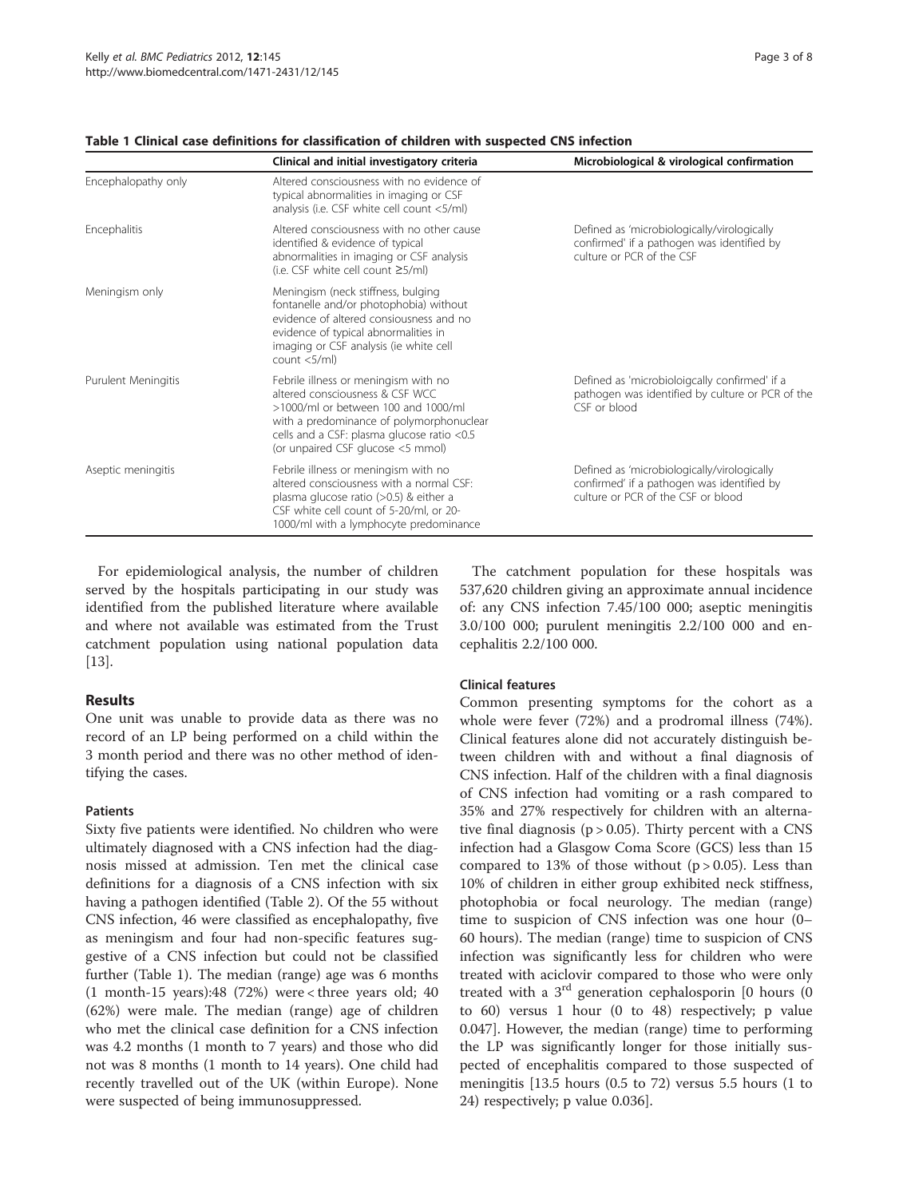**Table 1 Clinical case definitions for classification of children with suspected CNS infection**

| | Clinical and initial investigatory criteria | Microbiological & virological confirmation |
|---|---|---|
| Encephalopathy only | Altered consciousness with no evidence of typical abnormalities in imaging or CSF analysis (i.e. CSF white cell count <5/ml) | |
| Encephalitis | Altered consciousness with no other cause identified & evidence of typical abnormalities in imaging or CSF analysis (i.e. CSF white cell count ≥5/ml) | Defined as 'microbiologically/virologically confirmed' if a pathogen was identified by culture or PCR of the CSF |
| Meningism only | Meningism (neck stiffness, bulging fontanelle and/or photophobia) without evidence of altered consiousness and no evidence of typical abnormalities in imaging or CSF analysis (ie white cell count <5/ml) | |
| Purulent Meningitis | Febrile illness or meningism with no altered consciousness & CSF WCC >1000/ml or between 100 and 1000/ml with a predominance of polymorphonuclear cells and a CSF: plasma glucose ratio <0.5 (or unpaired CSF glucose <5 mmol) | Defined as 'microbioloigcally confirmed' if a pathogen was identified by culture or PCR of the CSF or blood |
| Aseptic meningitis | Febrile illness or meningism with no altered consciousness with a normal CSF: plasma glucose ratio (>0.5) & either a CSF white cell count of 5-20/ml, or 20-1000/ml with a lymphocyte predominance | Defined as 'microbiologically/virologically confirmed' if a pathogen was identified by culture or PCR of the CSF or blood |

For epidemiological analysis, the number of children served by the hospitals participating in our study was identified from the published literature where available and where not available was estimated from the Trust catchment population using national population data [13].

## Results

One unit was unable to provide data as there was no record of an LP being performed on a child within the 3 month period and there was no other method of identifying the cases.

### Patients

Sixty five patients were identified. No children who were ultimately diagnosed with a CNS infection had the diagnosis missed at admission. Ten met the clinical case definitions for a diagnosis of a CNS infection with six having a pathogen identified (Table 2). Of the 55 without CNS infection, 46 were classified as encephalopathy, five as meningism and four had non-specific features suggestive of a CNS infection but could not be classified further (Table 1). The median (range) age was 6 months (1 month-15 years):48 (72%) were < three years old; 40 (62%) were male. The median (range) age of children who met the clinical case definition for a CNS infection was 4.2 months (1 month to 7 years) and those who did not was 8 months (1 month to 14 years). One child had recently travelled out of the UK (within Europe). None were suspected of being immunosuppressed.

The catchment population for these hospitals was 537,620 children giving an approximate annual incidence of: any CNS infection 7.45/100 000; aseptic meningitis 3.0/100 000; purulent meningitis 2.2/100 000 and encephalitis 2.2/100 000.

### Clinical features

Common presenting symptoms for the cohort as a whole were fever (72%) and a prodromal illness (74%). Clinical features alone did not accurately distinguish between children with and without a final diagnosis of CNS infection. Half of the children with a final diagnosis of CNS infection had vomiting or a rash compared to 35% and 27% respectively for children with an alternative final diagnosis ($p > 0.05$). Thirty percent with a CNS infection had a Glasgow Coma Score (GCS) less than 15 compared to 13% of those without ($p > 0.05$). Less than 10% of children in either group exhibited neck stiffness, photophobia or focal neurology. The median (range) time to suspicion of CNS infection was one hour (0–60 hours). The median (range) time to suspicion of CNS infection was significantly less for children who were treated with aciclovir compared to those who were only treated with a 3rd generation cephalosporin [0 hours (0 to 60) versus 1 hour (0 to 48) respectively; p value 0.047]. However, the median (range) time to performing the LP was significantly longer for those initially suspected of encephalitis compared to those suspected of meningitis [13.5 hours (0.5 to 72) versus 5.5 hours (1 to 24) respectively; p value 0.036].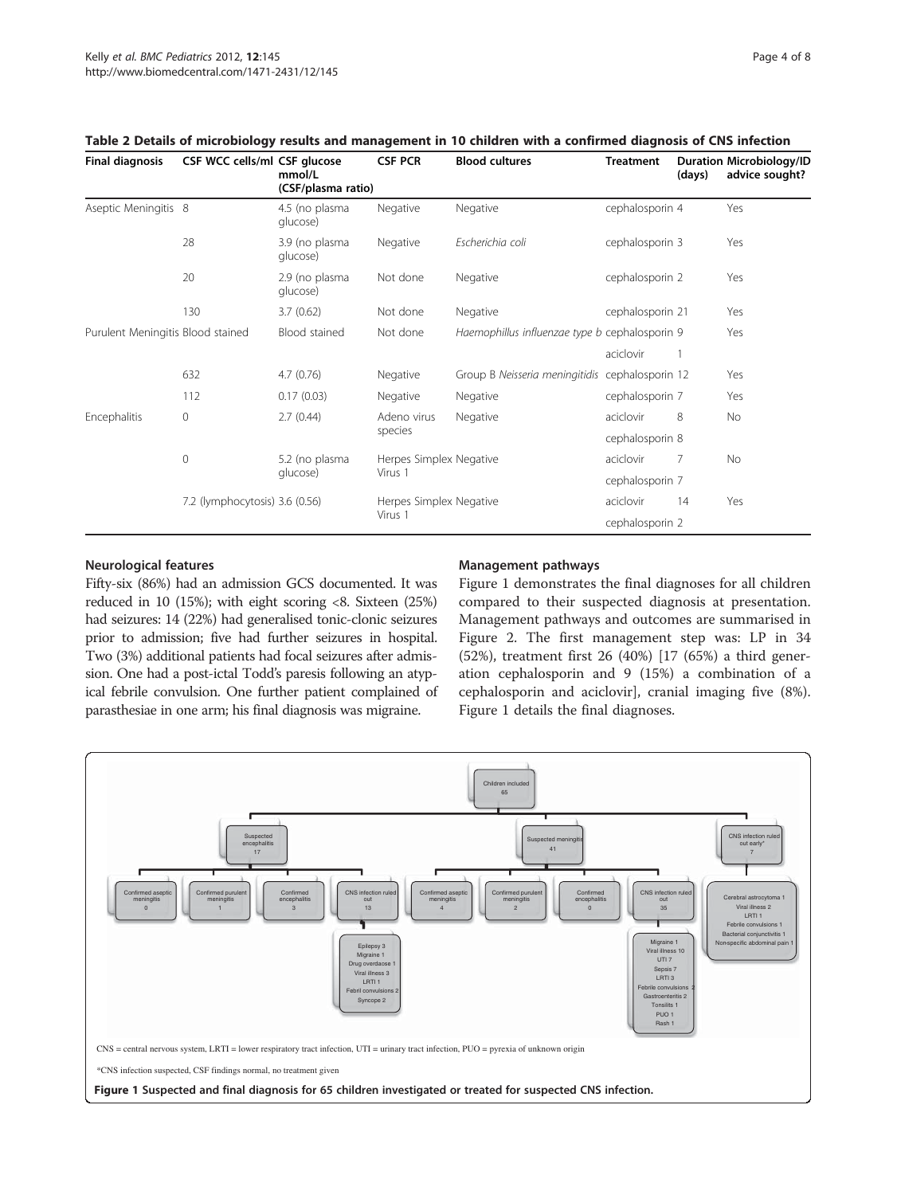**Table 2 Details of microbiology results and management in 10 children with a confirmed diagnosis of CNS infection**

| Final diagnosis | CSF WCC cells/ml | CSF glucose mmol/L (CSF/plasma ratio) | CSF PCR | Blood cultures | Treatment | Duration (days) | Microbiology/ID advice sought? |
|---|---|---|---|---|---|---|---|
| Aseptic Meningitis | 8 | 4.5 (no plasma glucose) | Negative | Negative | cephalosporin | 4 | Yes |
| | 28 | 3.9 (no plasma glucose) | Negative | *Escherichia coli* | cephalosporin | 3 | Yes |
| | 20 | 2.9 (no plasma glucose) | Not done | Negative | cephalosporin | 2 | Yes |
| | 130 | 3.7 (0.62) | Not done | Negative | cephalosporin | 21 | Yes |
| Purulent Meningitis | Blood stained | Blood stained | Not done | *Haemophillus influenzae type b* | cephalosporin | 9 | Yes |
| | | | | | aciclovir | 1 | |
| | 632 | 4.7 (0.76) | Negative | Group B *Neisseria meningitidis* | cephalosporin | 12 | Yes |
| | 112 | 0.17 (0.03) | Negative | Negative | cephalosporin | 7 | Yes |
| Encephalitis | 0 | 2.7 (0.44) | Adeno virus species | Negative | aciclovir | 8 | No |
| | | | | | cephalosporin | 8 | |
| | 0 | 5.2 (no plasma glucose) | Herpes Simplex Virus 1 | Negative | aciclovir | 7 | No |
| | | | | | cephalosporin | 7 | |
| | 7.2 (lymphocytosis) | 3.6 (0.56) | Herpes Simplex Virus 1 | Negative | aciclovir | 14 | Yes |
| | | | | | cephalosporin | 2 | |

### Neurological features

Fifty-six (86%) had an admission GCS documented. It was reduced in 10 (15%); with eight scoring <8. Sixteen (25%) had seizures: 14 (22%) had generalised tonic-clonic seizures prior to admission; five had further seizures in hospital. Two (3%) additional patients had focal seizures after admission. One had a post-ictal Todd's paresis following an atypical febrile convulsion. One further patient complained of parasthesiae in one arm; his final diagnosis was migraine.

### Management pathways

Figure 1 demonstrates the final diagnoses for all children compared to their suspected diagnosis at presentation. Management pathways and outcomes are summarised in Figure 2. The first management step was: LP in 34 (52%), treatment first 26 (40%) [17 (65%) a third generation cephalosporin and 9 (15%) a combination of a cephalosporin and aciclovir], cranial imaging five (8%). Figure 1 details the final diagnoses.

Children included 65

- Suspected encephalitis 17
  - Confirmed aseptic meningitis 0
  - Confirmed purulent meningitis 1
  - Confirmed encephalitis 3
  - CNS infection ruled out 13: Epilepsy 3, Migraine 1, Drug overdaose 1, Viral illness 3, LRTI 1, Febril convulsions 2, Syncope 2
- Suspected meningitis 41
  - Confirmed aseptic meningitis 4
  - Confirmed purulent meningitis 2
  - Confirmed encephalitis 0
  - CNS infection ruled out 35: Migraine 1, Viral illness 10, UTI 7, Sepsis 7, LRTI 3, Febrile convulsions 2, Gastroenteritis 2, Tonsilitis 1, PUO 1, Rash 1
- CNS infection ruled out early* 7: Cerebral astrocytoma 1, Viral illness 2, LRTI 1, Febrile convulsions 1, Bacterial conjunctivitis 1, Non-specific abdominal pain 1

CNS = central nervous system, LRTI = lower respiratory tract infection, UTI = urinary tract infection, PUO = pyrexia of unknown origin

*CNS infection suspected, CSF findings normal, no treatment given

**Figure 1 Suspected and final diagnosis for 65 children investigated or treated for suspected CNS infection.**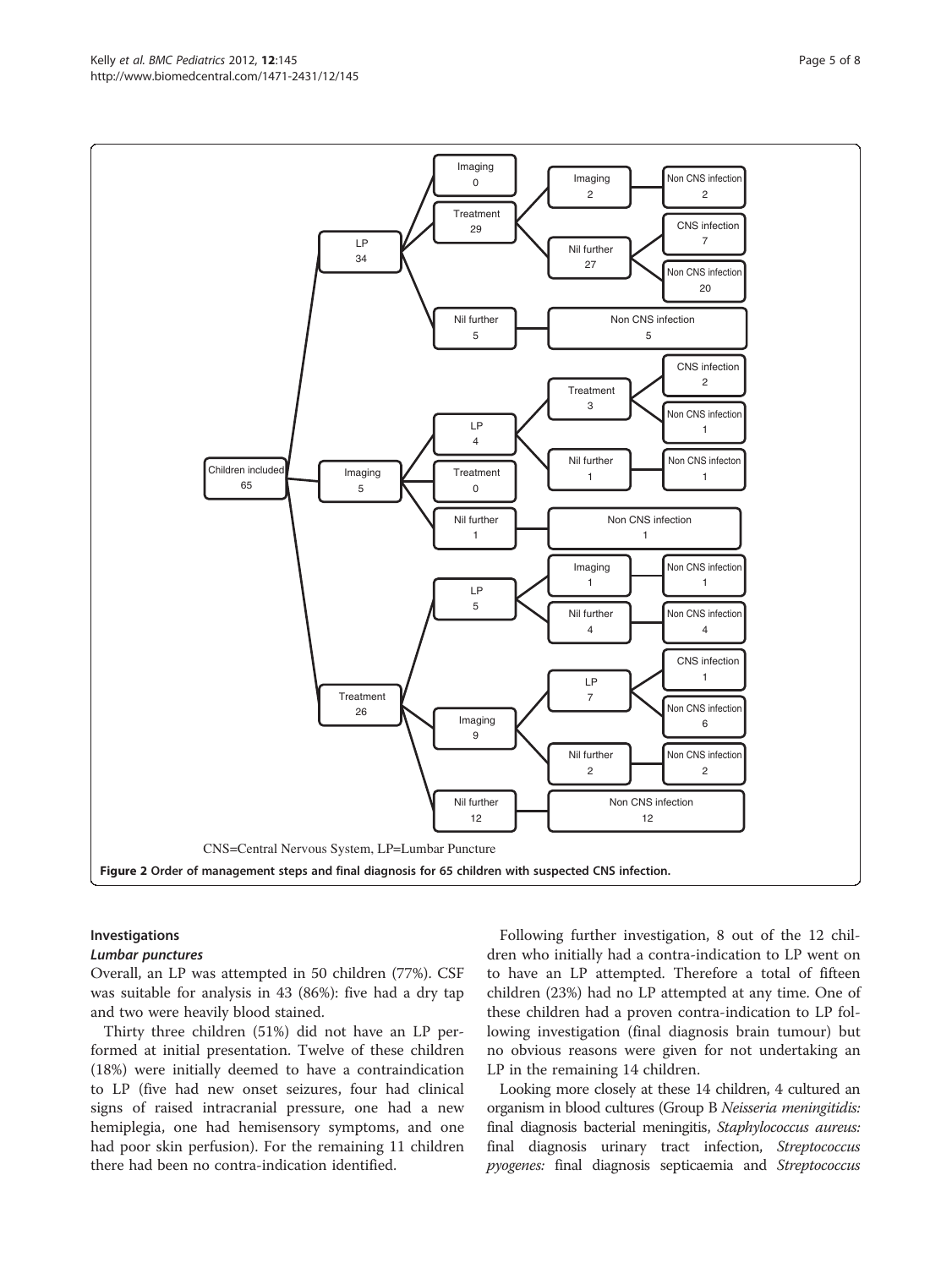CNS=Central Nervous System, LP=Lumbar Puncture

**Figure 2 Order of management steps and final diagnosis for 65 children with suspected CNS infection.**

## Investigations

### *Lumbar punctures*

Overall, an LP was attempted in 50 children (77%). CSF was suitable for analysis in 43 (86%): five had a dry tap and two were heavily blood stained.

Thirty three children (51%) did not have an LP performed at initial presentation. Twelve of these children (18%) were initially deemed to have a contraindication to LP (five had new onset seizures, four had clinical signs of raised intracranial pressure, one had a new hemiplegia, one had hemisensory symptoms, and one had poor skin perfusion). For the remaining 11 children there had been no contra-indication identified.

Following further investigation, 8 out of the 12 children who initially had a contra-indication to LP went on to have an LP attempted. Therefore a total of fifteen children (23%) had no LP attempted at any time. One of these children had a proven contra-indication to LP following investigation (final diagnosis brain tumour) but no obvious reasons were given for not undertaking an LP in the remaining 14 children.

Looking more closely at these 14 children, 4 cultured an organism in blood cultures (Group B *Neisseria meningitidis:* final diagnosis bacterial meningitis, *Staphylococcus aureus:* final diagnosis urinary tract infection, *Streptococcus pyogenes:* final diagnosis septicaemia and *Streptococcus*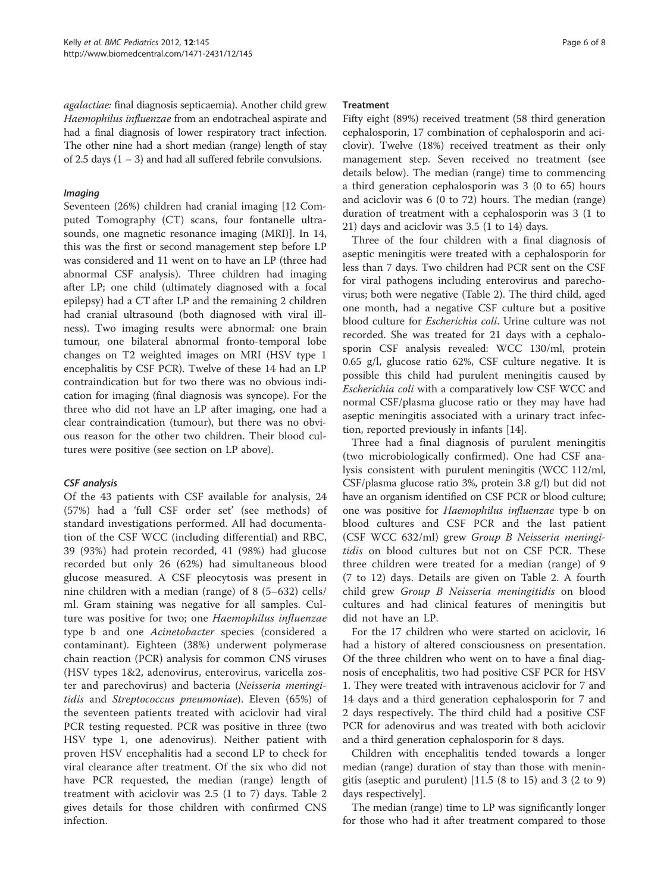*agalactiae:* final diagnosis septicaemia). Another child grew *Haemophilus influenzae* from an endotracheal aspirate and had a final diagnosis of lower respiratory tract infection. The other nine had a short median (range) length of stay of 2.5 days (1 – 3) and had all suffered febrile convulsions.

### *Imaging*

Seventeen (26%) children had cranial imaging [12 Computed Tomography (CT) scans, four fontanelle ultrasounds, one magnetic resonance imaging (MRI)]. In 14, this was the first or second management step before LP was considered and 11 went on to have an LP (three had abnormal CSF analysis). Three children had imaging after LP; one child (ultimately diagnosed with a focal epilepsy) had a CT after LP and the remaining 2 children had cranial ultrasound (both diagnosed with viral illness). Two imaging results were abnormal: one brain tumour, one bilateral abnormal fronto-temporal lobe changes on T2 weighted images on MRI (HSV type 1 encephalitis by CSF PCR). Twelve of these 14 had an LP contraindication but for two there was no obvious indication for imaging (final diagnosis was syncope). For the three who did not have an LP after imaging, one had a clear contraindication (tumour), but there was no obvious reason for the other two children. Their blood cultures were positive (see section on LP above).

### *CSF analysis*

Of the 43 patients with CSF available for analysis, 24 (57%) had a 'full CSF order set' (see methods) of standard investigations performed. All had documentation of the CSF WCC (including differential) and RBC, 39 (93%) had protein recorded, 41 (98%) had glucose recorded but only 26 (62%) had simultaneous blood glucose measured. A CSF pleocytosis was present in nine children with a median (range) of 8 (5–632) cells/ml. Gram staining was negative for all samples. Culture was positive for two; one *Haemophilus influenzae* type b and one *Acinetobacter* species (considered a contaminant). Eighteen (38%) underwent polymerase chain reaction (PCR) analysis for common CNS viruses (HSV types 1&2, adenovirus, enterovirus, varicella zoster and parechovirus) and bacteria (*Neisseria meningitidis* and *Streptococcus pneumoniae*). Eleven (65%) of the seventeen patients treated with aciclovir had viral PCR testing requested. PCR was positive in three (two HSV type 1, one adenovirus). Neither patient with proven HSV encephalitis had a second LP to check for viral clearance after treatment. Of the six who did not have PCR requested, the median (range) length of treatment with aciclovir was 2.5 (1 to 7) days. Table 2 gives details for those children with confirmed CNS infection.

### Treatment

Fifty eight (89%) received treatment (58 third generation cephalosporin, 17 combination of cephalosporin and aciclovir). Twelve (18%) received treatment as their only management step. Seven received no treatment (see details below). The median (range) time to commencing a third generation cephalosporin was 3 (0 to 65) hours and aciclovir was 6 (0 to 72) hours. The median (range) duration of treatment with a cephalosporin was 3 (1 to 21) days and aciclovir was 3.5 (1 to 14) days.

Three of the four children with a final diagnosis of aseptic meningitis were treated with a cephalosporin for less than 7 days. Two children had PCR sent on the CSF for viral pathogens including enterovirus and parechovirus; both were negative (Table 2). The third child, aged one month, had a negative CSF culture but a positive blood culture for *Escherichia coli*. Urine culture was not recorded. She was treated for 21 days with a cephalosporin CSF analysis revealed: WCC 130/ml, protein 0.65 g/l, glucose ratio 62%, CSF culture negative. It is possible this child had purulent meningitis caused by *Escherichia coli* with a comparatively low CSF WCC and normal CSF/plasma glucose ratio or they may have had aseptic meningitis associated with a urinary tract infection, reported previously in infants [14].

Three had a final diagnosis of purulent meningitis (two microbiologically confirmed). One had CSF analysis consistent with purulent meningitis (WCC 112/ml, CSF/plasma glucose ratio 3%, protein 3.8 g/l) but did not have an organism identified on CSF PCR or blood culture; one was positive for *Haemophilus influenzae* type b on blood cultures and CSF PCR and the last patient (CSF WCC 632/ml) grew *Group B Neisseria meningitidis* on blood cultures but not on CSF PCR. These three children were treated for a median (range) of 9 (7 to 12) days. Details are given on Table 2. A fourth child grew *Group B Neisseria meningitidis* on blood cultures and had clinical features of meningitis but did not have an LP.

For the 17 children who were started on aciclovir, 16 had a history of altered consciousness on presentation. Of the three children who went on to have a final diagnosis of encephalitis, two had positive CSF PCR for HSV 1. They were treated with intravenous aciclovir for 7 and 14 days and a third generation cephalosporin for 7 and 2 days respectively. The third child had a positive CSF PCR for adenovirus and was treated with both aciclovir and a third generation cephalosporin for 8 days.

Children with encephalitis tended towards a longer median (range) duration of stay than those with meningitis (aseptic and purulent) [11.5 (8 to 15) and 3 (2 to 9) days respectively].

The median (range) time to LP was significantly longer for those who had it after treatment compared to those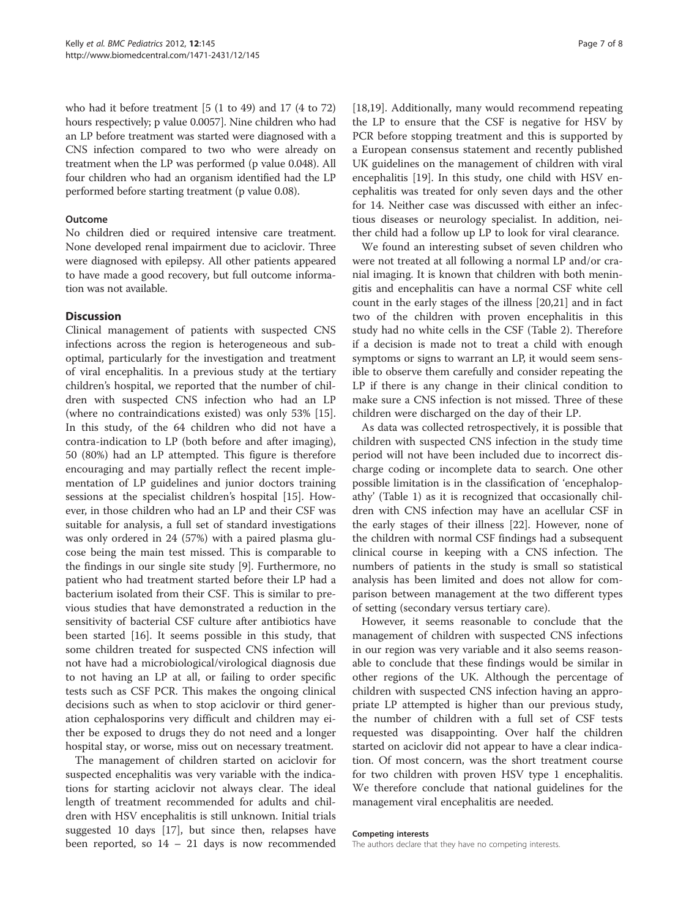who had it before treatment [5 (1 to 49) and 17 (4 to 72) hours respectively; p value 0.0057]. Nine children who had an LP before treatment was started were diagnosed with a CNS infection compared to two who were already on treatment when the LP was performed (p value 0.048). All four children who had an organism identified had the LP performed before starting treatment (p value 0.08).

### Outcome

No children died or required intensive care treatment. None developed renal impairment due to aciclovir. Three were diagnosed with epilepsy. All other patients appeared to have made a good recovery, but full outcome information was not available.

## Discussion

Clinical management of patients with suspected CNS infections across the region is heterogeneous and suboptimal, particularly for the investigation and treatment of viral encephalitis. In a previous study at the tertiary children's hospital, we reported that the number of children with suspected CNS infection who had an LP (where no contraindications existed) was only 53% [15]. In this study, of the 64 children who did not have a contra-indication to LP (both before and after imaging), 50 (80%) had an LP attempted. This figure is therefore encouraging and may partially reflect the recent implementation of LP guidelines and junior doctors training sessions at the specialist children's hospital [15]. However, in those children who had an LP and their CSF was suitable for analysis, a full set of standard investigations was only ordered in 24 (57%) with a paired plasma glucose being the main test missed. This is comparable to the findings in our single site study [9]. Furthermore, no patient who had treatment started before their LP had a bacterium isolated from their CSF. This is similar to previous studies that have demonstrated a reduction in the sensitivity of bacterial CSF culture after antibiotics have been started [16]. It seems possible in this study, that some children treated for suspected CNS infection will not have had a microbiological/virological diagnosis due to not having an LP at all, or failing to order specific tests such as CSF PCR. This makes the ongoing clinical decisions such as when to stop aciclovir or third generation cephalosporins very difficult and children may either be exposed to drugs they do not need and a longer hospital stay, or worse, miss out on necessary treatment.

The management of children started on aciclovir for suspected encephalitis was very variable with the indications for starting aciclovir not always clear. The ideal length of treatment recommended for adults and children with HSV encephalitis is still unknown. Initial trials suggested 10 days [17], but since then, relapses have been reported, so 14 – 21 days is now recommended [18,19]. Additionally, many would recommend repeating the LP to ensure that the CSF is negative for HSV by PCR before stopping treatment and this is supported by a European consensus statement and recently published UK guidelines on the management of children with viral encephalitis [19]. In this study, one child with HSV encephalitis was treated for only seven days and the other for 14. Neither case was discussed with either an infectious diseases or neurology specialist. In addition, neither child had a follow up LP to look for viral clearance.

We found an interesting subset of seven children who were not treated at all following a normal LP and/or cranial imaging. It is known that children with both meningitis and encephalitis can have a normal CSF white cell count in the early stages of the illness [20,21] and in fact two of the children with proven encephalitis in this study had no white cells in the CSF (Table 2). Therefore if a decision is made not to treat a child with enough symptoms or signs to warrant an LP, it would seem sensible to observe them carefully and consider repeating the LP if there is any change in their clinical condition to make sure a CNS infection is not missed. Three of these children were discharged on the day of their LP.

As data was collected retrospectively, it is possible that children with suspected CNS infection in the study time period will not have been included due to incorrect discharge coding or incomplete data to search. One other possible limitation is in the classification of 'encephalopathy' (Table 1) as it is recognized that occasionally children with CNS infection may have an acellular CSF in the early stages of their illness [22]. However, none of the children with normal CSF findings had a subsequent clinical course in keeping with a CNS infection. The numbers of patients in the study is small so statistical analysis has been limited and does not allow for comparison between management at the two different types of setting (secondary versus tertiary care).

However, it seems reasonable to conclude that the management of children with suspected CNS infections in our region was very variable and it also seems reasonable to conclude that these findings would be similar in other regions of the UK. Although the percentage of children with suspected CNS infection having an appropriate LP attempted is higher than our previous study, the number of children with a full set of CSF tests requested was disappointing. Over half the children started on aciclovir did not appear to have a clear indication. Of most concern, was the short treatment course for two children with proven HSV type 1 encephalitis. We therefore conclude that national guidelines for the management viral encephalitis are needed.

#### Competing interests

The authors declare that they have no competing interests.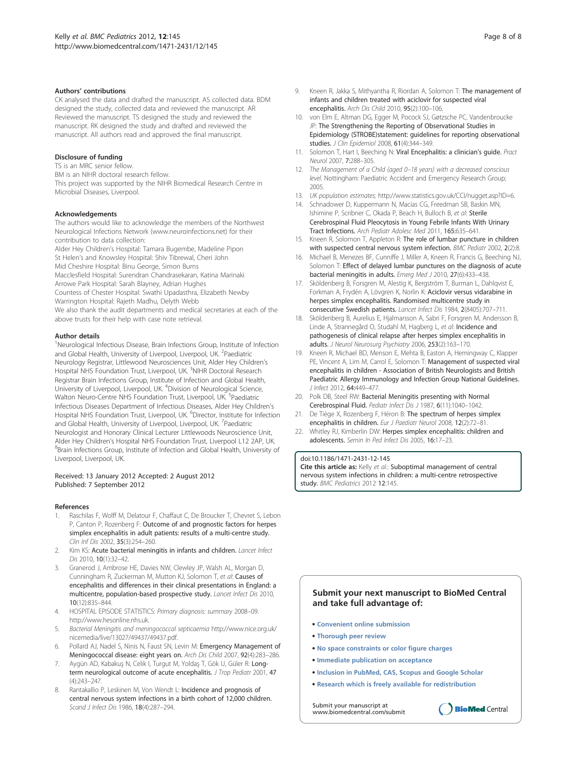### Authors' contributions

CK analysed the data and drafted the manuscript. AS collected data. BDM designed the study, collected data and reviewed the manuscript. AR Reviewed the manuscript. TS designed the study and reviewed the manuscript. RK designed the study and drafted and reviewed the manuscript. All authors read and approved the final manuscript.

### Disclosure of funding

TS is an MRC senior fellow.
BM is an NIHR doctoral research fellow.
This project was supported by the NIHR Biomedical Research Centre in Microbial Diseases, Liverpool.

### Acknowledgements

The authors would like to acknowledge the members of the Northwest Neurological Infections Network (www.neuroinfections.net) for their contribution to data collection:
Alder Hey Children's Hospital: Tamara Bugembe, Madeline Pipon
St Helen's and Knowsley Hospital: Shiv Tibrewal, Cheri John
Mid Cheshire Hospital: Binu George, Simon Burns
Macclesfield Hospital: Surendran Chandrasekaran, Katina Marinaki
Arrowe Park Hospital: Sarah Blayney, Adrian Hughes
Countess of Chester Hospital: Swathi Upadasthra, Elizabeth Newby
Warrington Hospital: Rajeth Madhu, Delyth Webb
We also thank the audit departments and medical secretaries at each of the above trusts for their help with case note retrieval.

### Author details

[1]Neurological Infectious Disease, Brain Infections Group, Institute of Infection and Global Health, University of Liverpool, Liverpool, UK. [2]Paediatric Neurology Registrar, Littlewood Neurosciences Unit, Alder Hey Children's Hospital NHS Foundation Trust, Liverpool, UK. [3]NIHR Doctoral Research Registrar Brain Infections Group, Institute of Infection and Global Health, University of Liverpool, Liverpool, UK. [4]Division of Neurological Science, Walton Neuro-Centre NHS Foundation Trust, Liverpool, UK. [5]Paediatric Infectious Diseases Department of Infectious Diseases, Alder Hey Children's Hospital NHS Foundation Trust, Liverpool, UK. [6]Director, Institute for Infection and Global Health, University of Liverpool, Liverpool, UK. [7]Paediatric Neurologist and Honorary Clinical Lecturer Littlewoods Neuroscience Unit, Alder Hey Children's Hospital NHS Foundation Trust, Liverpool L12 2AP, UK. [8]Brain Infections Group, Institute of Infection and Global Health, University of Liverpool, Liverpool, UK.

Received: 13 January 2012 Accepted: 2 August 2012
Published: 7 September 2012

### References

1. Raschilas F, Wolff M, Delatour F, Chaffaut C, De Broucker T, Chevret S, Lebon P, Canton P, Rozenberg F: **Outcome of and prognostic factors for herpes simplex encephalitis in adult patients: results of a multi-centre study.** *Clin Inf Dis* 2002, **35**(3):254–260.
2. Kim KS: **Acute bacterial meningitis in infants and children.** *Lancet Infect Dis* 2010, **10**(1):32–42.
3. Granerod J, Ambrose HE, Davies NW, Clewley JP, Walsh AL, Morgan D, Cunningham R, Zuckerman M, Mutton KJ, Solomon T, *et al*: **Causes of encephalitis and differences in their clinical presentations in England: a multicentre, population-based prospective study.** *Lancet Infect Dis* 2010, **10**(12):835–844.
4. HOSPITAL EPISODE STATISTICS: *Primary diagnosis: summary* 2008–09. http://www.hesonline.nhs.uk.
5. *Bacterial Meningitis and meningococcal septicaemia* http://www.nice.org.uk/nicemedia/live/13027/49437/49437.pdf.
6. Pollard AJ, Nadel S, Ninis N, Faust SN, Levin M: **Emergency Management of Meningococcal disease: eight years on.** *Arch Dis Child* 2007, **92**(4):283–286.
7. Aygün AD, Kabakuş N, Celik I, Turgut M, Yoldaş T, Gök U, Güler R: **Long-term neurological outcome of acute encephalitis.** *J Trop Pediatr* 2001, **47** (4):243–247.
8. Rantakallio P, Leskinen M, Von Wendt L: **Incidence and prognosis of central nervous system infections in a birth cohort of 12,000 children.** *Scand J Infect Dis* 1986, **18**(4):287–294.
9. Kneen R, Jakka S, Mithyantha R, Riordan A, Solomon T: **The management of infants and children treated with aciclovir for suspected viral encephalitis.** *Arch Dis Child* 2010, **95**(2):100–106.
10. von Elm E, Altman DG, Egger M, Pocock SJ, Gøtzsche PC, Vandenbroucke JP: **The Strengthening the Reporting of Observational Studies in Epidemiology (STROBE)statement: guidelines for reporting observational studies.** *J Clin Epidemiol* 2008, **61**(4):344–349.
11. Solomon T, Hart I, Beeching N: **Viral Encephalitis: a clinician's guide.** *Pract Neurol* 2007, **7**:288–305.
12. *The Management of a Child (aged 0–18 years) with a decreased conscious level*. Nottingham: Paediatric Accident and Emergency Research Group; 2005.
13. *UK population estimates;* http://www.statistics.gov.uk/CCI/nugget.asp?ID=6.
14. Schnadower D, Kuppermann N, Macias CG, Freedman SB, Baskin MN, Ishimine P, Scribner C, Okada P, Beach H, Bulloch B, *et al*: **Sterile Cerebrospinal Fluid Pleocytosis in Young Febrile Infants With Urinary Tract Infections.** *Arch Pediatr Adolesc Med* 2011, **165**:635–641.
15. Kneen R, Solomon T, Appleton R: **The role of lumbar puncture in children with suspected central nervous system infection.** *BMC Pediatr* 2002, **2**(2):8.
16. Michael B, Menezes BF, Cunniffe J, Miller A, Kneen R, Francis G, Beeching NJ, Solomon T: **Effect of delayed lumbar punctures on the diagnosis of acute bacterial meningitis in adults.** *Emerg Med J* 2010, **27**(6):433–438.
17. Sköldenberg B, Forsgren M, Alestig K, Bergström T, Burman L, Dahlqvist E, Forkman A, Frydén A, Lövgren K, Norlin K: **Aciclovir versus vidarabine in herpes simplex encephalitis. Randomised multicentre study in consecutive Swedish patients.** *Lancet Infect Dis* 1984, **2**(8405):707–711.
18. Sköldenberg B, Aurelius E, Hjalmarsson A, Sabri F, Forsgren M, Andersson B, Linde A, Strannegård O, Studahl M, Hagberg L, *et al*: **Incidence and pathogenesis of clinical relapse after herpes simplex encephalitis in adults.** *J Neurol Neurosurg Psychiatry* 2006, **253**(2):163–170.
19. Kneen R, Michael BD, Menson E, Mehta B, Easton A, Hemingway C, Klapper PE, Vincent A, Lim M, Carrol E, Solomon T: **Management of suspected viral encephalitis in children - Association of British Neurologists and British Paediatric Allergy Immunology and Infection Group National Guidelines.** *J Infect* 2012, **64**:449–477.
20. Polk DB, Steel RW: **Bacterial Meningitis presenting with Normal Cerebrospinal Fluid.** *Pediatr Infect Dis J* 1987, **6**(11):1040–1042.
21. De Tiège X, Rozenberg F, Héron B: **The spectrum of herpes simplex encephalitis in children.** *Eur J Paediatr Neurol* 2008, **12**(2):72–81.
22. Whitley RJ, Kimberlin DW: **Herpes simplex encephalitis: children and adolescents.** *Semin In Ped Infect Dis* 2005, **16**:17–23.

doi:10.1186/1471-2431-12-145
**Cite this article as:** Kelly *et al.*: Suboptimal management of central nervous system infections in children: a multi-centre retrospective study. *BMC Pediatrics* 2012 **12**:145.